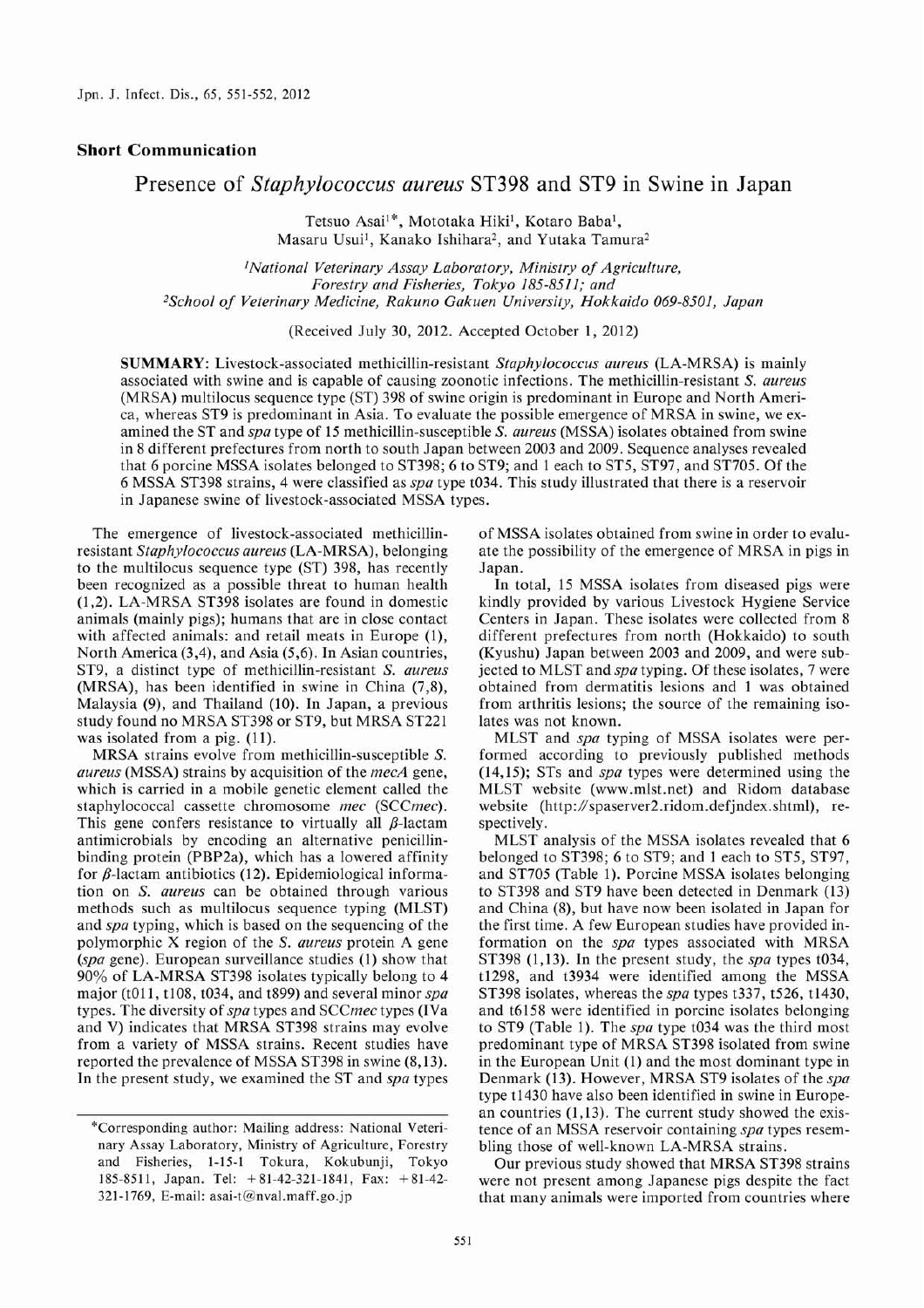## Short Communication

# Presence of *Staphylococcus aureus* ST398 and ST9 in Swine in Japan

Tetsuo Asai[1]*, Mototaka Hiki[1], Kotaro Baba[1], Masaru Usui[1], Kanako Ishihara[2], and Yutaka Tamura[2]

[1]*National Veterinary Assay Laboratory, Ministry of Agriculture, Forestry and Fisheries, Tokyo 185-8511; and*
[2]*School of Veterinary Medicine, Rakuno Gakuen University, Hokkaido 069-8501, Japan*

(Received July 30, 2012. Accepted October 1, 2012)

**SUMMARY:** Livestock-associated methicillin-resistant *Staphylococcus aureus* (LA-MRSA) is mainly associated with swine and is capable of causing zoonotic infections. The methicillin-resistant *S. aureus* (MRSA) multilocus sequence type (ST) 398 of swine origin is predominant in Europe and North America, whereas ST9 is predominant in Asia. To evaluate the possible emergence of MRSA in swine, we examined the ST and *spa* type of 15 methicillin-susceptible *S. aureus* (MSSA) isolates obtained from swine in 8 different prefectures from north to south Japan between 2003 and 2009. Sequence analyses revealed that 6 porcine MSSA isolates belonged to ST398; 6 to ST9; and 1 each to ST5, ST97, and ST705. Of the 6 MSSA ST398 strains, 4 were classified as *spa* type t034. This study illustrated that there is a reservoir in Japanese swine of livestock-associated MSSA types.

The emergence of livestock-associated methicillin-resistant *Staphylococcus aureus* (LA-MRSA), belonging to the multilocus sequence type (ST) 398, has recently been recognized as a possible threat to human health (1,2). LA-MRSA ST398 isolates are found in domestic animals (mainly pigs); humans that are in close contact with affected animals: and retail meats in Europe (1), North America (3,4), and Asia (5,6). In Asian countries, ST9, a distinct type of methicillin-resistant *S. aureus* (MRSA), has been identified in swine in China (7,8), Malaysia (9), and Thailand (10). In Japan, a previous study found no MRSA ST398 or ST9, but MRSA ST221 was isolated from a pig. (11).

MRSA strains evolve from methicillin-susceptible *S. aureus* (MSSA) strains by acquisition of the *mecA* gene, which is carried in a mobile genetic element called the staphylococcal cassette chromosome *mec* (SCC*mec*). This gene confers resistance to virtually all $\beta$-lactam antimicrobials by encoding an alternative penicillin-binding protein (PBP2a), which has a lowered affinity for $\beta$-lactam antibiotics (12). Epidemiological information on *S. aureus* can be obtained through various methods such as multilocus sequence typing (MLST) and *spa* typing, which is based on the sequencing of the polymorphic X region of the *S. aureus* protein A gene (*spa* gene). European surveillance studies (1) show that 90% of LA-MRSA ST398 isolates typically belong to 4 major (t011, t108, t034, and t899) and several minor *spa* types. The diversity of *spa* types and SCC*mec* types (IVa and V) indicates that MRSA ST398 strains may evolve from a variety of MSSA strains. Recent studies have reported the prevalence of MSSA ST398 in swine (8,13). In the present study, we examined the ST and *spa* types of MSSA isolates obtained from swine in order to evaluate the possibility of the emergence of MRSA in pigs in Japan.

In total, 15 MSSA isolates from diseased pigs were kindly provided by various Livestock Hygiene Service Centers in Japan. These isolates were collected from 8 different prefectures from north (Hokkaido) to south (Kyushu) Japan between 2003 and 2009, and were subjected to MLST and *spa* typing. Of these isolates, 7 were obtained from dermatitis lesions and 1 was obtained from arthritis lesions; the source of the remaining isolates was not known.

MLST and *spa* typing of MSSA isolates were performed according to previously published methods (14,15); STs and *spa* types were determined using the MLST website (www.mlst.net) and Ridom database website (http://spaserver2.ridom.defjndex.shtml), respectively.

MLST analysis of the MSSA isolates revealed that 6 belonged to ST398; 6 to ST9; and 1 each to ST5, ST97, and ST705 (Table 1). Porcine MSSA isolates belonging to ST398 and ST9 have been detected in Denmark (13) and China (8), but have now been isolated in Japan for the first time. A few European studies have provided information on the *spa* types associated with MRSA ST398 (1,13). In the present study, the *spa* types t034, t1298, and t3934 were identified among the MSSA ST398 isolates, whereas the *spa* types t337, t526, t1430, and t6158 were identified in porcine isolates belonging to ST9 (Table 1). The *spa* type t034 was the third most predominant type of MRSA ST398 isolated from swine in the European Unit (1) and the most dominant type in Denmark (13). However, MRSA ST9 isolates of the *spa* type t1430 have also been identified in swine in European countries (1,13). The current study showed the existence of an MSSA reservoir containing *spa* types resembling those of well-known LA-MRSA strains.

Our previous study showed that MRSA ST398 strains were not present among Japanese pigs despite the fact that many animals were imported from countries where

*Corresponding author: Mailing address: National Veterinary Assay Laboratory, Ministry of Agriculture, Forestry and Fisheries, 1-15-1 Tokura, Kokubunji, Tokyo 185-8511, Japan. Tel: +81-42-321-1841, Fax: +81-42-321-1769, E-mail: asai-t@nval.maff.go.jp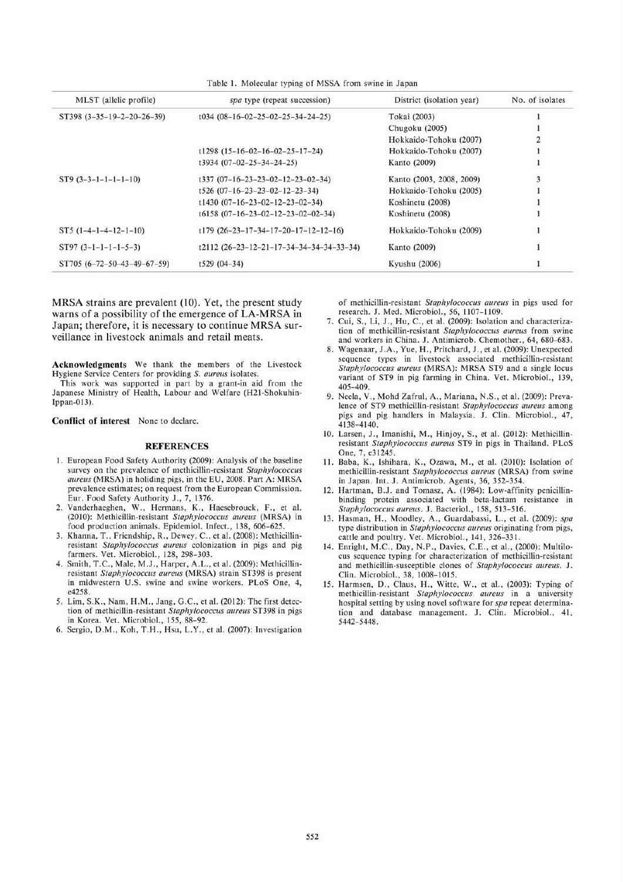Table 1. Molecular typing of MSSA from swine in Japan

| MLST (allelic profile) | *spa* type (repeat succession) | District (isolation year) | No. of isolates |
|---|---|---|---|
| ST398 (3–35–19–2–20–26–39) | t034 (08–16–02–25–02–25–34–24–25) | Tokai (2003) | 1 |
| | | Chugoku (2005) | 1 |
| | | Hokkaido-Tohoku (2007) | 2 |
| | t1298 (15–16–02–16–02–25–17–24) | Hokkaido-Tohoku (2007) | 1 |
| | t3934 (07–02–25–34–24–25) | Kanto (2009) | 1 |
| ST9 (3–3–1–1–1–1–10) | t337 (07–16–23–23–02–12–23–02–34) | Kanto (2003, 2008, 2009) | 3 |
| | t526 (07–16–23–23–02–12–23–34) | Hokkaido-Tohoku (2005) | 1 |
| | t1430 (07–16–23–02–12–23–02–34) | Koshinetu (2008) | 1 |
| | t6158 (07–16–23–02–12–23–02–02–34) | Koshinetu (2008) | 1 |
| ST5 (1–4–1–4–12–1–10) | t179 (26–23–17–34–17–20–17–12–12–16) | Hokkaido-Tohoku (2009) | 1 |
| ST97 (3–1–1–1–1–5–3) | t2112 (26–23–12–21–17–34–34–34–33–34) | Kanto (2009) | 1 |
| ST705 (6–72–50–43–49–67–59) | t529 (04–34) | Kyushu (2006) | 1 |

MRSA strains are prevalent (10). Yet, the present study warns of a possibility of the emergence of LA-MRSA in Japan; therefore, it is necessary to continue MRSA surveillance in livestock animals and retail meats.

**Acknowledgments** We thank the members of the Livestock Hygiene Service Centers for providing *S. aureus* isolates.

This work was supported in part by a grant-in aid from the Japanese Ministry of Health, Labour and Welfare (H21-Shokuhin-Ippan-013).

**Conflict of interest** None to declare.

## REFERENCES

1. European Food Safety Authority (2009): Analysis of the baseline survey on the prevalence of methicillin-resistant *Staphylococcus aureus* (MRSA) in holiding pigs, in the EU, 2008. Part A: MRSA prevalence estimates; on request from the European Commission. Eur. Food Safety Authority J., 7, 1376.
2. Vanderhaeghen, W., Hermans, K., Haesebrouck, F., et al. (2010): Methicillin-resistant *Staphylococcus aureus* (MRSA) in food production animals. Epidemiol. Infect., 138, 606–625.
3. Khanna, T., Friendship, R., Dewey, C., et al. (2008): Methicillin-resistant *Staphylococcus aureus* colonization in pigs and pig farmers. Vet. Microbiol., 128, 298–303.
4. Smith, T.C., Male, M.J., Harper, A.L., et al. (2009): Methicillin-resistant *Staphylococcus aureus* (MRSA) strain ST398 is present in midwestern U.S. swine and swine workers. PLoS One, 4, e4258.
5. Lim, S.K., Nam, H.M., Jang, G.C., et al. (2012): The first detection of methicillin-resistant *Staphylococcus aureus* ST398 in pigs in Korea. Vet. Microbiol., 155, 88–92.
6. Sergio, D.M., Koh, T.H., Hsu, L.Y., et al. (2007): Investigation of methicillin-resistant *Staphylococcus aureus* in pigs used for research. J. Med. Microbiol., 56, 1107–1109.
7. Cui, S., Li, J., Hu, C., et al. (2009): Isolation and characterization of methicillin-resistant *Staphylococcus aureus* from swine and workers in China. J. Antimicrob. Chemother., 64, 680–683.
8. Wagenaar, J.A., Yue, H., Pritchard, J., et al. (2009): Unexpected sequence types in livestock associated methicillin-resistant *Staphylococcus aureus* (MRSA): MRSA ST9 and a single locus variant of ST9 in pig farming in China. Vet. Microbiol., 139, 405–409.
9. Neela, V., Mohd Zafrul, A., Mariana, N.S., et al. (2009): Prevalence of ST9 methicillin-resistant *Staphylococcus aureus* among pigs and pig handlers in Malaysia. J. Clin. Microbiol., 47, 4138–4140.
10. Larsen, J., Imanishi, M., Hinjoy, S., et al. (2012): Methicillin-resistant *Staphylococcus aureus* ST9 in pigs in Thailand. PLoS One, 7, e31245.
11. Baba, K., Ishihara, K., Ozawa, M., et al. (2010): Isolation of methicillin-resistant *Staphylococcus aureus* (MRSA) from swine in Japan. Int. J. Antimicrob. Agents, 36, 352–354.
12. Hartman, B.J. and Tomasz, A. (1984): Low-affinity penicillin-binding protein associated with beta-lactam resistance in *Staphylococcus aureus*. J. Bacteriol., 158, 513–516.
13. Hasman, H., Moodley, A., Guardabassi, L., et al. (2009): *spa* type distribution in *Staphylococcus aureus* originating from pigs, cattle and poultry. Vet. Microbiol., 141, 326–331.
14. Enright, M.C., Day, N.P., Davies, C.E., et al., (2000): Multilocus sequence typing for characterization of methicillin-resistant and methicillin-susceptible clones of *Staphylococcus aureus*. J. Clin. Microbiol., 38, 1008–1015.
15. Harmsen, D., Claus, H., Witte, W., et al., (2003): Typing of methicillin-resistant *Staphylococcus aureus* in a university hospital setting by using novel software for *spa* repeat determination and database management. J. Clin. Microbiol., 41, 5442–5448.